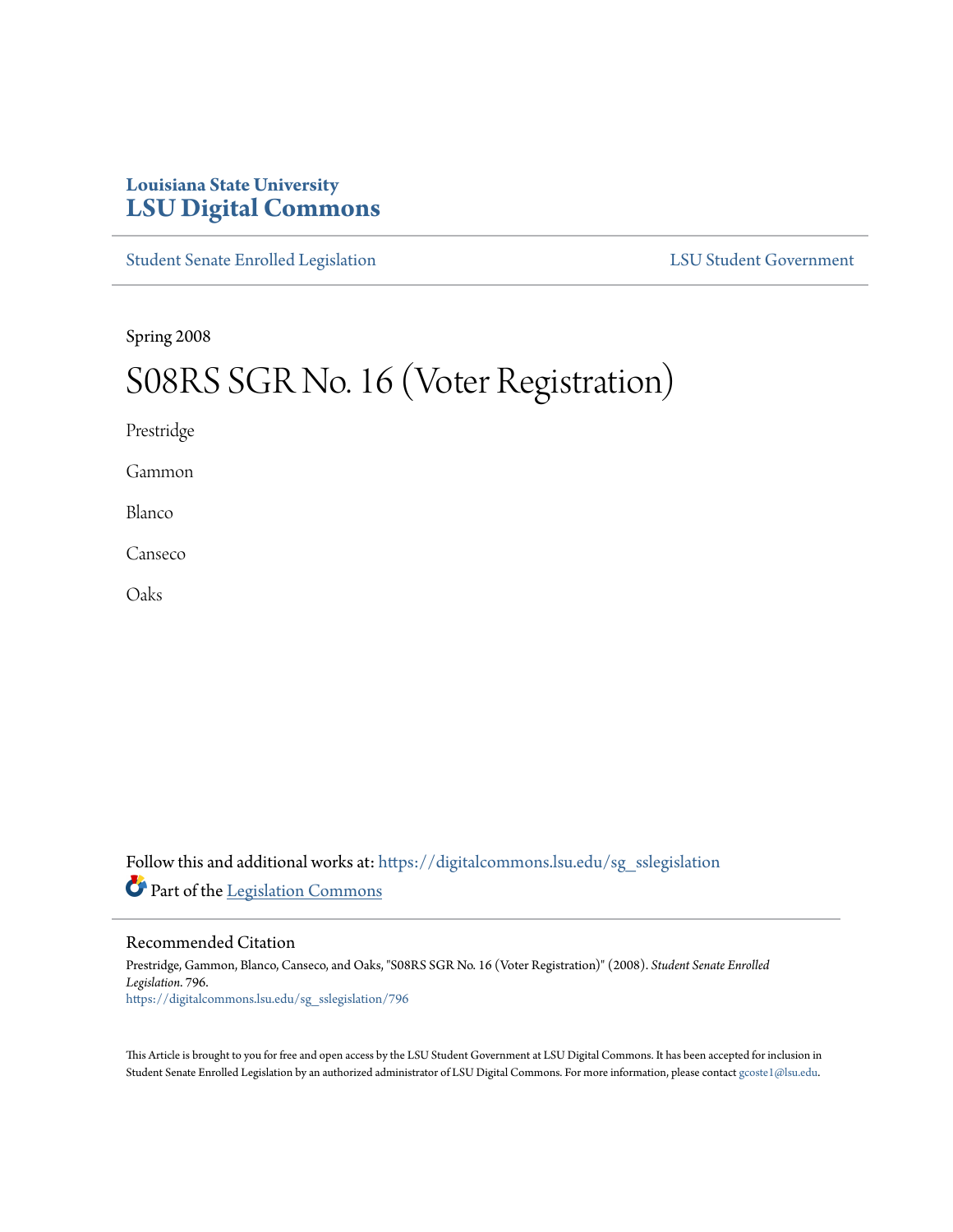Louisiana State University

# LSU Digital Commons

Student Senate Enrolled Legislation | LSU Student Government

Spring 2008

# S08RS SGR No. 16 (Voter Registration)

Prestridge

Gammon

Blanco

Canseco

Oaks

Follow this and additional works at: https://digitalcommons.lsu.edu/sg_sslegislation

Part of the Legislation Commons

## Recommended Citation

Prestridge, Gammon, Blanco, Canseco, and Oaks, "S08RS SGR No. 16 (Voter Registration)" (2008). *Student Senate Enrolled Legislation*. 796.
https://digitalcommons.lsu.edu/sg_sslegislation/796

This Article is brought to you for free and open access by the LSU Student Government at LSU Digital Commons. It has been accepted for inclusion in Student Senate Enrolled Legislation by an authorized administrator of LSU Digital Commons. For more information, please contact gcoste1@lsu.edu.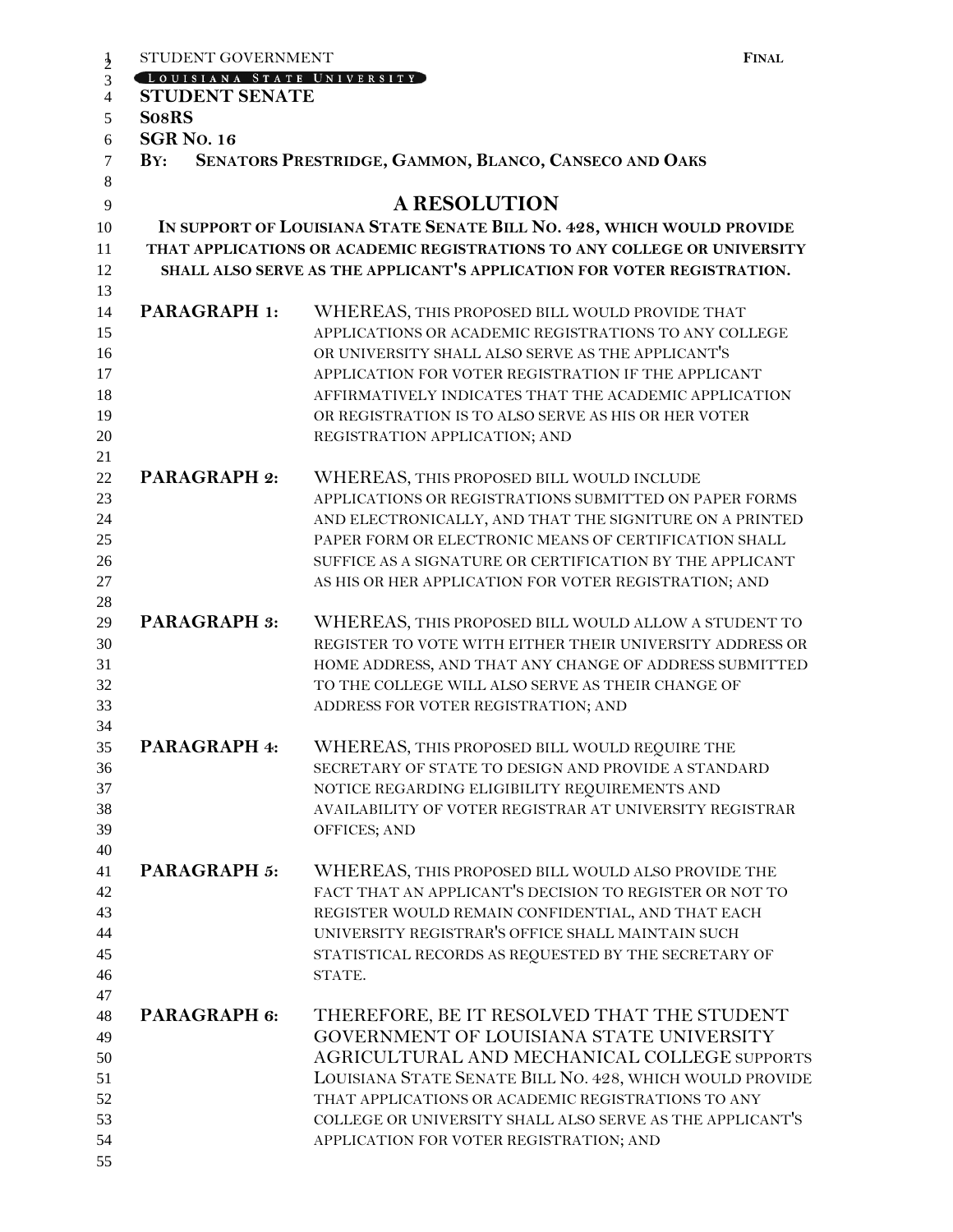STUDENT GOVERNMENT **FINAL**

LOUISIANA STATE UNIVERSITY

**STUDENT SENATE**

**S08RS**

**SGR NO. 16**

**BY: SENATORS PRESTRIDGE, GAMMON, BLANCO, CANSECO AND OAKS**

# A RESOLUTION

**IN SUPPORT OF LOUISIANA STATE SENATE BILL NO. 428, WHICH WOULD PROVIDE THAT APPLICATIONS OR ACADEMIC REGISTRATIONS TO ANY COLLEGE OR UNIVERSITY SHALL ALSO SERVE AS THE APPLICANT'S APPLICATION FOR VOTER REGISTRATION.**

**PARAGRAPH 1:** WHEREAS, THIS PROPOSED BILL WOULD PROVIDE THAT APPLICATIONS OR ACADEMIC REGISTRATIONS TO ANY COLLEGE OR UNIVERSITY SHALL ALSO SERVE AS THE APPLICANT'S APPLICATION FOR VOTER REGISTRATION IF THE APPLICANT AFFIRMATIVELY INDICATES THAT THE ACADEMIC APPLICATION OR REGISTRATION IS TO ALSO SERVE AS HIS OR HER VOTER REGISTRATION APPLICATION; AND

**PARAGRAPH 2:** WHEREAS, THIS PROPOSED BILL WOULD INCLUDE APPLICATIONS OR REGISTRATIONS SUBMITTED ON PAPER FORMS AND ELECTRONICALLY, AND THAT THE SIGNITURE ON A PRINTED PAPER FORM OR ELECTRONIC MEANS OF CERTIFICATION SHALL SUFFICE AS A SIGNATURE OR CERTIFICATION BY THE APPLICANT AS HIS OR HER APPLICATION FOR VOTER REGISTRATION; AND

**PARAGRAPH 3:** WHEREAS, THIS PROPOSED BILL WOULD ALLOW A STUDENT TO REGISTER TO VOTE WITH EITHER THEIR UNIVERSITY ADDRESS OR HOME ADDRESS, AND THAT ANY CHANGE OF ADDRESS SUBMITTED TO THE COLLEGE WILL ALSO SERVE AS THEIR CHANGE OF ADDRESS FOR VOTER REGISTRATION; AND

**PARAGRAPH 4:** WHEREAS, THIS PROPOSED BILL WOULD REQUIRE THE SECRETARY OF STATE TO DESIGN AND PROVIDE A STANDARD NOTICE REGARDING ELIGIBILITY REQUIREMENTS AND AVAILABILITY OF VOTER REGISTRAR AT UNIVERSITY REGISTRAR OFFICES; AND

**PARAGRAPH 5:** WHEREAS, THIS PROPOSED BILL WOULD ALSO PROVIDE THE FACT THAT AN APPLICANT'S DECISION TO REGISTER OR NOT TO REGISTER WOULD REMAIN CONFIDENTIAL, AND THAT EACH UNIVERSITY REGISTRAR'S OFFICE SHALL MAINTAIN SUCH STATISTICAL RECORDS AS REQUESTED BY THE SECRETARY OF STATE.

**PARAGRAPH 6:** THEREFORE, BE IT RESOLVED THAT THE STUDENT GOVERNMENT OF LOUISIANA STATE UNIVERSITY AGRICULTURAL AND MECHANICAL COLLEGE SUPPORTS LOUISIANA STATE SENATE BILL NO. 428, WHICH WOULD PROVIDE THAT APPLICATIONS OR ACADEMIC REGISTRATIONS TO ANY COLLEGE OR UNIVERSITY SHALL ALSO SERVE AS THE APPLICANT'S APPLICATION FOR VOTER REGISTRATION; AND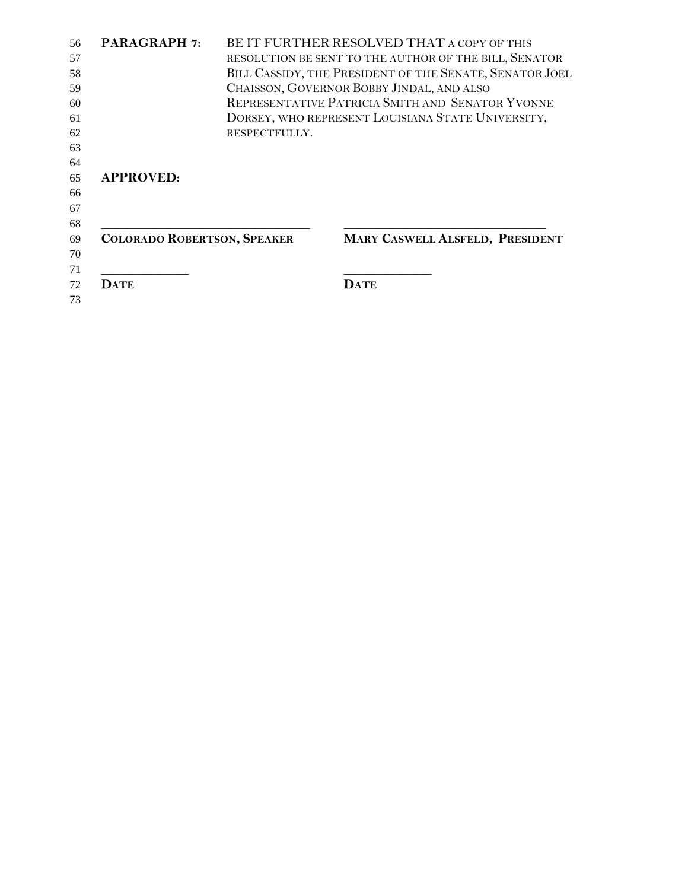**PARAGRAPH 7:** BE IT FURTHER RESOLVED THAT A COPY OF THIS RESOLUTION BE SENT TO THE AUTHOR OF THE BILL, SENATOR BILL CASSIDY, THE PRESIDENT OF THE SENATE, SENATOR JOEL CHAISSON, GOVERNOR BOBBY JINDAL, AND ALSO REPRESENTATIVE PATRICIA SMITH AND SENATOR YVONNE DORSEY, WHO REPRESENT LOUISIANA STATE UNIVERSITY, RESPECTFULLY.

**APPROVED:**

| | |
|---|---|
| _______________________________ | _______________________________ |
| **COLORADO ROBERTSON, SPEAKER** | **MARY CASWELL ALSFELD, PRESIDENT** |
| _____________ | _____________ |
| **DATE** | **DATE** |